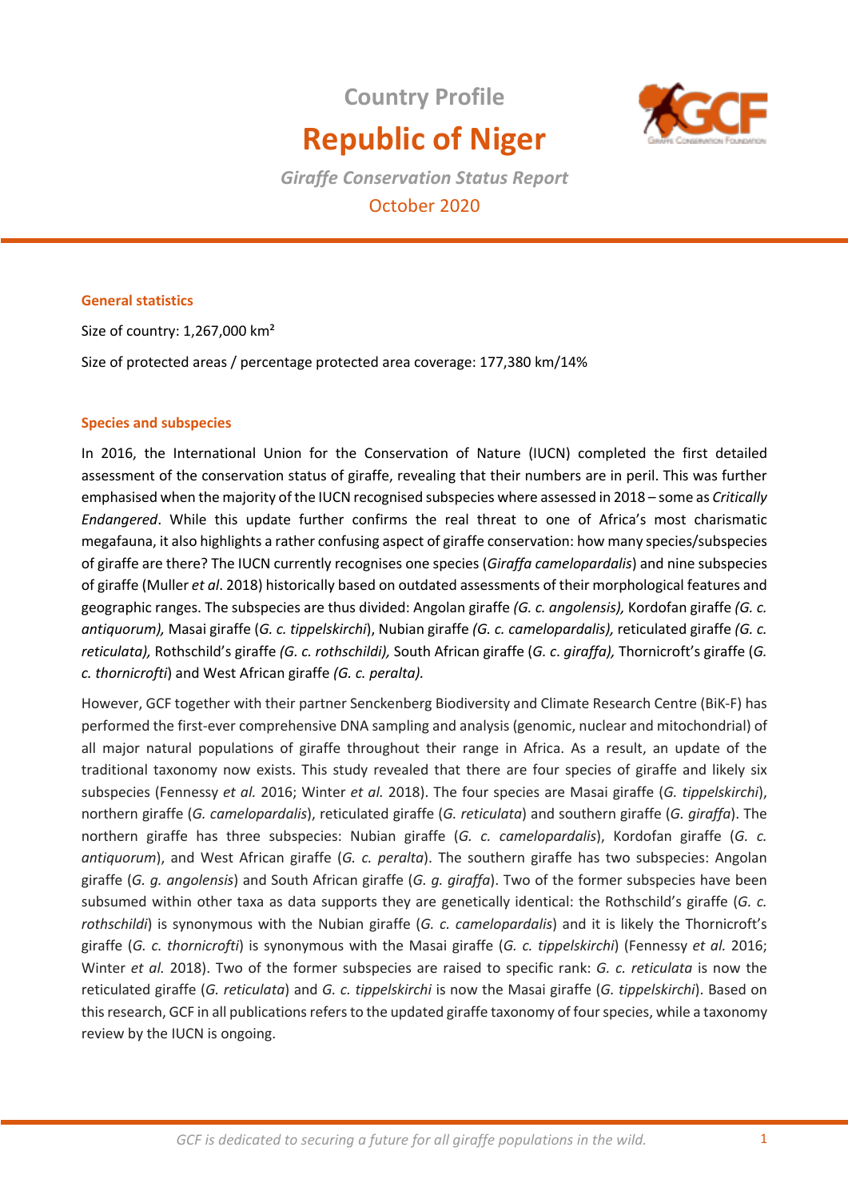# Country Profile

# Republic of Niger

*Giraffe Conservation Status Report*

October 2020

## General statistics

Size of country: 1,267,000 km²

Size of protected areas / percentage protected area coverage: 177,380 km/14%

## Species and subspecies

In 2016, the International Union for the Conservation of Nature (IUCN) completed the first detailed assessment of the conservation status of giraffe, revealing that their numbers are in peril. This was further emphasised when the majority of the IUCN recognised subspecies where assessed in 2018 – some as *Critically Endangered*. While this update further confirms the real threat to one of Africa's most charismatic megafauna, it also highlights a rather confusing aspect of giraffe conservation: how many species/subspecies of giraffe are there? The IUCN currently recognises one species (*Giraffa camelopardalis*) and nine subspecies of giraffe (Muller *et al*. 2018) historically based on outdated assessments of their morphological features and geographic ranges. The subspecies are thus divided: Angolan giraffe *(G. c. angolensis),* Kordofan giraffe *(G. c. antiquorum),* Masai giraffe (*G. c. tippelskirchi*), Nubian giraffe *(G. c. camelopardalis),* reticulated giraffe *(G. c. reticulata),* Rothschild's giraffe *(G. c. rothschildi),* South African giraffe (*G. c*. *giraffa),* Thornicroft's giraffe (*G. c. thornicrofti*) and West African giraffe *(G. c. peralta).*

However, GCF together with their partner Senckenberg Biodiversity and Climate Research Centre (BiK-F) has performed the first-ever comprehensive DNA sampling and analysis (genomic, nuclear and mitochondrial) of all major natural populations of giraffe throughout their range in Africa. As a result, an update of the traditional taxonomy now exists. This study revealed that there are four species of giraffe and likely six subspecies (Fennessy *et al.* 2016; Winter *et al.* 2018). The four species are Masai giraffe (*G. tippelskirchi*), northern giraffe (*G. camelopardalis*), reticulated giraffe (*G. reticulata*) and southern giraffe (*G. giraffa*). The northern giraffe has three subspecies: Nubian giraffe (*G. c. camelopardalis*), Kordofan giraffe (*G. c. antiquorum*), and West African giraffe (*G. c. peralta*). The southern giraffe has two subspecies: Angolan giraffe (*G. g. angolensis*) and South African giraffe (*G. g. giraffa*). Two of the former subspecies have been subsumed within other taxa as data supports they are genetically identical: the Rothschild's giraffe (*G. c. rothschildi*) is synonymous with the Nubian giraffe (*G. c. camelopardalis*) and it is likely the Thornicroft's giraffe (*G. c. thornicrofti*) is synonymous with the Masai giraffe (*G. c. tippelskirchi*) (Fennessy *et al.* 2016; Winter *et al.* 2018). Two of the former subspecies are raised to specific rank: *G. c. reticulata* is now the reticulated giraffe (*G. reticulata*) and *G. c. tippelskirchi* is now the Masai giraffe (*G. tippelskirchi*). Based on this research, GCF in all publications refers to the updated giraffe taxonomy of four species, while a taxonomy review by the IUCN is ongoing.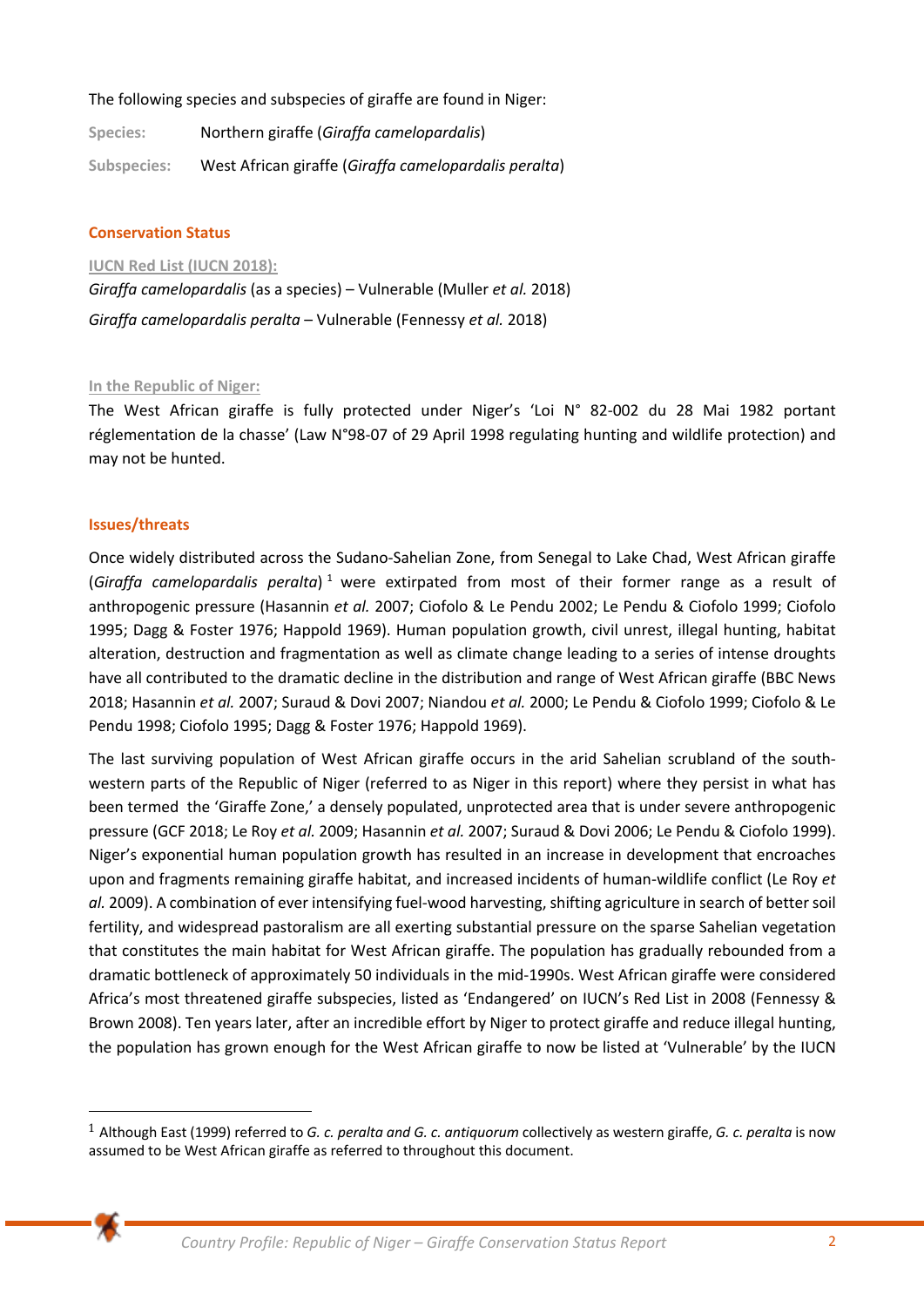The following species and subspecies of giraffe are found in Niger:

**Species:** Northern giraffe (*Giraffa camelopardalis*)

**Subspecies:** West African giraffe (*Giraffa camelopardalis peralta*)

## Conservation Status

### IUCN Red List (IUCN 2018):

*Giraffa camelopardalis* (as a species) – Vulnerable (Muller *et al.* 2018)

*Giraffa camelopardalis peralta* – Vulnerable (Fennessy *et al.* 2018)

### In the Republic of Niger:

The West African giraffe is fully protected under Niger's 'Loi N° 82-002 du 28 Mai 1982 portant réglementation de la chasse' (Law N°98-07 of 29 April 1998 regulating hunting and wildlife protection) and may not be hunted.

## Issues/threats

Once widely distributed across the Sudano-Sahelian Zone, from Senegal to Lake Chad, West African giraffe (*Giraffa camelopardalis peralta*) [1] were extirpated from most of their former range as a result of anthropogenic pressure (Hasannin *et al.* 2007; Ciofolo & Le Pendu 2002; Le Pendu & Ciofolo 1999; Ciofolo 1995; Dagg & Foster 1976; Happold 1969). Human population growth, civil unrest, illegal hunting, habitat alteration, destruction and fragmentation as well as climate change leading to a series of intense droughts have all contributed to the dramatic decline in the distribution and range of West African giraffe (BBC News 2018; Hasannin *et al.* 2007; Suraud & Dovi 2007; Niandou *et al.* 2000; Le Pendu & Ciofolo 1999; Ciofolo & Le Pendu 1998; Ciofolo 1995; Dagg & Foster 1976; Happold 1969).

The last surviving population of West African giraffe occurs in the arid Sahelian scrubland of the south-western parts of the Republic of Niger (referred to as Niger in this report) where they persist in what has been termed the 'Giraffe Zone,' a densely populated, unprotected area that is under severe anthropogenic pressure (GCF 2018; Le Roy *et al.* 2009; Hasannin *et al.* 2007; Suraud & Dovi 2006; Le Pendu & Ciofolo 1999). Niger's exponential human population growth has resulted in an increase in development that encroaches upon and fragments remaining giraffe habitat, and increased incidents of human-wildlife conflict (Le Roy *et al.* 2009). A combination of ever intensifying fuel-wood harvesting, shifting agriculture in search of better soil fertility, and widespread pastoralism are all exerting substantial pressure on the sparse Sahelian vegetation that constitutes the main habitat for West African giraffe. The population has gradually rebounded from a dramatic bottleneck of approximately 50 individuals in the mid-1990s. West African giraffe were considered Africa's most threatened giraffe subspecies, listed as 'Endangered' on IUCN's Red List in 2008 (Fennessy & Brown 2008). Ten years later, after an incredible effort by Niger to protect giraffe and reduce illegal hunting, the population has grown enough for the West African giraffe to now be listed at 'Vulnerable' by the IUCN

---

[1] Although East (1999) referred to *G. c. peralta and G. c. antiquorum* collectively as western giraffe, *G. c. peralta* is now assumed to be West African giraffe as referred to throughout this document.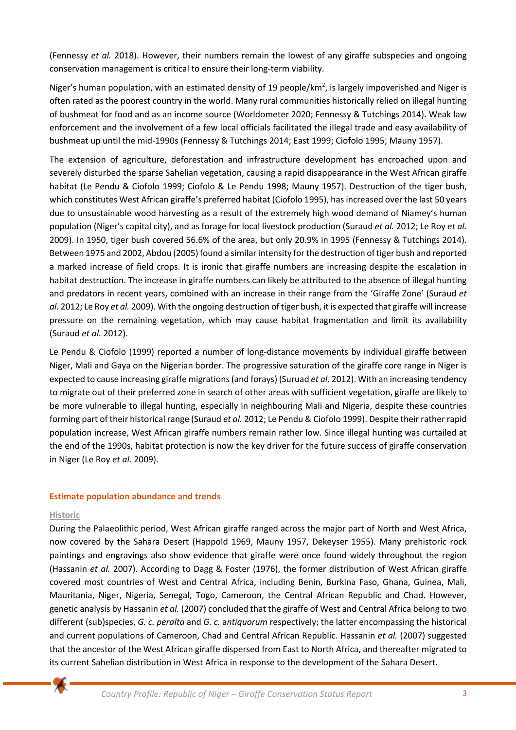(Fennessy *et al.* 2018). However, their numbers remain the lowest of any giraffe subspecies and ongoing conservation management is critical to ensure their long-term viability.

Niger's human population, with an estimated density of 19 people/km$^2$, is largely impoverished and Niger is often rated as the poorest country in the world. Many rural communities historically relied on illegal hunting of bushmeat for food and as an income source (Worldometer 2020; Fennessy & Tutchings 2014). Weak law enforcement and the involvement of a few local officials facilitated the illegal trade and easy availability of bushmeat up until the mid-1990s (Fennessy & Tutchings 2014; East 1999; Ciofolo 1995; Mauny 1957).

The extension of agriculture, deforestation and infrastructure development has encroached upon and severely disturbed the sparse Sahelian vegetation, causing a rapid disappearance in the West African giraffe habitat (Le Pendu & Ciofolo 1999; Ciofolo & Le Pendu 1998; Mauny 1957). Destruction of the tiger bush, which constitutes West African giraffe's preferred habitat (Ciofolo 1995), has increased over the last 50 years due to unsustainable wood harvesting as a result of the extremely high wood demand of Niamey's human population (Niger's capital city), and as forage for local livestock production (Suraud *et al.* 2012; Le Roy *et al.* 2009). In 1950, tiger bush covered 56.6% of the area, but only 20.9% in 1995 (Fennessy & Tutchings 2014). Between 1975 and 2002, Abdou (2005) found a similar intensity for the destruction of tiger bush and reported a marked increase of field crops. It is ironic that giraffe numbers are increasing despite the escalation in habitat destruction. The increase in giraffe numbers can likely be attributed to the absence of illegal hunting and predators in recent years, combined with an increase in their range from the 'Giraffe Zone' (Suraud *et al.* 2012; Le Roy *et al.* 2009). With the ongoing destruction of tiger bush, it is expected that giraffe will increase pressure on the remaining vegetation, which may cause habitat fragmentation and limit its availability (Suraud *et al.* 2012).

Le Pendu & Ciofolo (1999) reported a number of long-distance movements by individual giraffe between Niger, Mali and Gaya on the Nigerian border. The progressive saturation of the giraffe core range in Niger is expected to cause increasing giraffe migrations (and forays) (Suruad *et al.* 2012). With an increasing tendency to migrate out of their preferred zone in search of other areas with sufficient vegetation, giraffe are likely to be more vulnerable to illegal hunting, especially in neighbouring Mali and Nigeria, despite these countries forming part of their historical range (Suraud *et al.* 2012; Le Pendu & Ciofolo 1999). Despite their rather rapid population increase, West African giraffe numbers remain rather low. Since illegal hunting was curtailed at the end of the 1990s, habitat protection is now the key driver for the future success of giraffe conservation in Niger (Le Roy *et al.* 2009).

## Estimate population abundance and trends

### Historic

During the Palaeolithic period, West African giraffe ranged across the major part of North and West Africa, now covered by the Sahara Desert (Happold 1969, Mauny 1957, Dekeyser 1955). Many prehistoric rock paintings and engravings also show evidence that giraffe were once found widely throughout the region (Hassanin *et al.* 2007). According to Dagg & Foster (1976), the former distribution of West African giraffe covered most countries of West and Central Africa, including Benin, Burkina Faso, Ghana, Guinea, Mali, Mauritania, Niger, Nigeria, Senegal, Togo, Cameroon, the Central African Republic and Chad. However, genetic analysis by Hassanin *et al.* (2007) concluded that the giraffe of West and Central Africa belong to two different (sub)species, *G. c. peralta* and *G. c. antiquorum* respectively; the latter encompassing the historical and current populations of Cameroon, Chad and Central African Republic. Hassanin *et al.* (2007) suggested that the ancestor of the West African giraffe dispersed from East to North Africa, and thereafter migrated to its current Sahelian distribution in West Africa in response to the development of the Sahara Desert.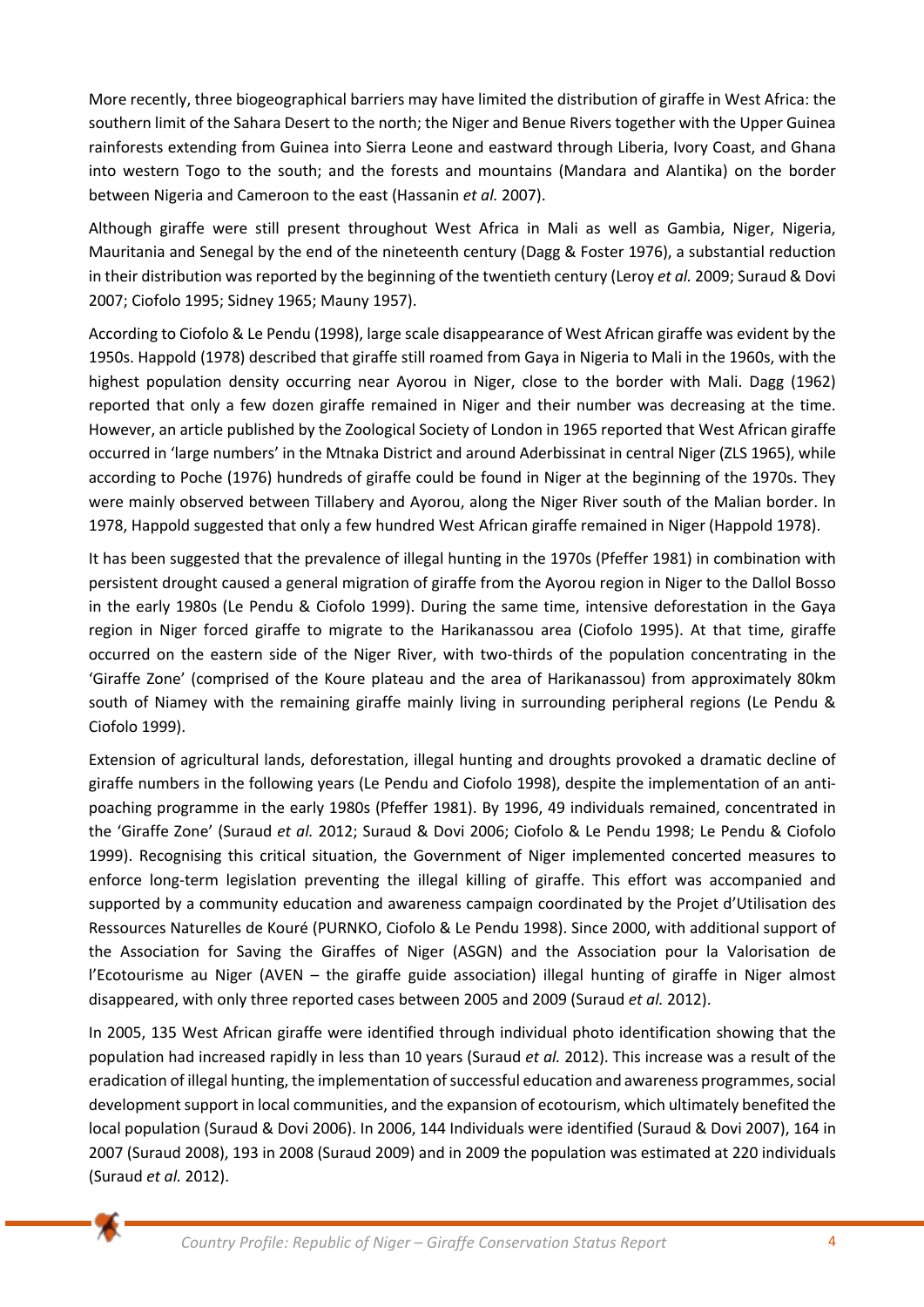More recently, three biogeographical barriers may have limited the distribution of giraffe in West Africa: the southern limit of the Sahara Desert to the north; the Niger and Benue Rivers together with the Upper Guinea rainforests extending from Guinea into Sierra Leone and eastward through Liberia, Ivory Coast, and Ghana into western Togo to the south; and the forests and mountains (Mandara and Alantika) on the border between Nigeria and Cameroon to the east (Hassanin *et al.* 2007).

Although giraffe were still present throughout West Africa in Mali as well as Gambia, Niger, Nigeria, Mauritania and Senegal by the end of the nineteenth century (Dagg & Foster 1976), a substantial reduction in their distribution was reported by the beginning of the twentieth century (Leroy *et al.* 2009; Suraud & Dovi 2007; Ciofolo 1995; Sidney 1965; Mauny 1957).

According to Ciofolo & Le Pendu (1998), large scale disappearance of West African giraffe was evident by the 1950s. Happold (1978) described that giraffe still roamed from Gaya in Nigeria to Mali in the 1960s, with the highest population density occurring near Ayorou in Niger, close to the border with Mali. Dagg (1962) reported that only a few dozen giraffe remained in Niger and their number was decreasing at the time. However, an article published by the Zoological Society of London in 1965 reported that West African giraffe occurred in 'large numbers' in the Mtnaka District and around Aderbissinat in central Niger (ZLS 1965), while according to Poche (1976) hundreds of giraffe could be found in Niger at the beginning of the 1970s. They were mainly observed between Tillabery and Ayorou, along the Niger River south of the Malian border. In 1978, Happold suggested that only a few hundred West African giraffe remained in Niger (Happold 1978).

It has been suggested that the prevalence of illegal hunting in the 1970s (Pfeffer 1981) in combination with persistent drought caused a general migration of giraffe from the Ayorou region in Niger to the Dallol Bosso in the early 1980s (Le Pendu & Ciofolo 1999). During the same time, intensive deforestation in the Gaya region in Niger forced giraffe to migrate to the Harikanassou area (Ciofolo 1995). At that time, giraffe occurred on the eastern side of the Niger River, with two-thirds of the population concentrating in the 'Giraffe Zone' (comprised of the Koure plateau and the area of Harikanassou) from approximately 80km south of Niamey with the remaining giraffe mainly living in surrounding peripheral regions (Le Pendu & Ciofolo 1999).

Extension of agricultural lands, deforestation, illegal hunting and droughts provoked a dramatic decline of giraffe numbers in the following years (Le Pendu and Ciofolo 1998), despite the implementation of an anti-poaching programme in the early 1980s (Pfeffer 1981). By 1996, 49 individuals remained, concentrated in the 'Giraffe Zone' (Suraud *et al.* 2012; Suraud & Dovi 2006; Ciofolo & Le Pendu 1998; Le Pendu & Ciofolo 1999). Recognising this critical situation, the Government of Niger implemented concerted measures to enforce long-term legislation preventing the illegal killing of giraffe. This effort was accompanied and supported by a community education and awareness campaign coordinated by the Projet d'Utilisation des Ressources Naturelles de Kouré (PURNKO, Ciofolo & Le Pendu 1998). Since 2000, with additional support of the Association for Saving the Giraffes of Niger (ASGN) and the Association pour la Valorisation de l'Ecotourisme au Niger (AVEN – the giraffe guide association) illegal hunting of giraffe in Niger almost disappeared, with only three reported cases between 2005 and 2009 (Suraud *et al.* 2012).

In 2005, 135 West African giraffe were identified through individual photo identification showing that the population had increased rapidly in less than 10 years (Suraud *et al.* 2012). This increase was a result of the eradication of illegal hunting, the implementation of successful education and awareness programmes, social development support in local communities, and the expansion of ecotourism, which ultimately benefited the local population (Suraud & Dovi 2006). In 2006, 144 Individuals were identified (Suraud & Dovi 2007), 164 in 2007 (Suraud 2008), 193 in 2008 (Suraud 2009) and in 2009 the population was estimated at 220 individuals (Suraud *et al.* 2012).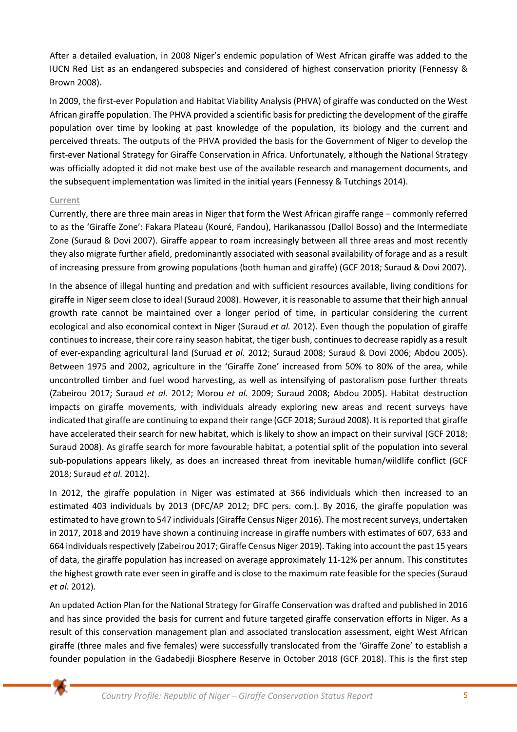After a detailed evaluation, in 2008 Niger's endemic population of West African giraffe was added to the IUCN Red List as an endangered subspecies and considered of highest conservation priority (Fennessy & Brown 2008).

In 2009, the first-ever Population and Habitat Viability Analysis (PHVA) of giraffe was conducted on the West African giraffe population. The PHVA provided a scientific basis for predicting the development of the giraffe population over time by looking at past knowledge of the population, its biology and the current and perceived threats. The outputs of the PHVA provided the basis for the Government of Niger to develop the first-ever National Strategy for Giraffe Conservation in Africa. Unfortunately, although the National Strategy was officially adopted it did not make best use of the available research and management documents, and the subsequent implementation was limited in the initial years (Fennessy & Tutchings 2014).

### Current

Currently, there are three main areas in Niger that form the West African giraffe range – commonly referred to as the 'Giraffe Zone': Fakara Plateau (Kouré, Fandou), Harikanassou (Dallol Bosso) and the Intermediate Zone (Suraud & Dovi 2007). Giraffe appear to roam increasingly between all three areas and most recently they also migrate further afield, predominantly associated with seasonal availability of forage and as a result of increasing pressure from growing populations (both human and giraffe) (GCF 2018; Suraud & Dovi 2007).

In the absence of illegal hunting and predation and with sufficient resources available, living conditions for giraffe in Niger seem close to ideal (Suraud 2008). However, it is reasonable to assume that their high annual growth rate cannot be maintained over a longer period of time, in particular considering the current ecological and also economical context in Niger (Suraud *et al.* 2012). Even though the population of giraffe continues to increase, their core rainy season habitat, the tiger bush, continues to decrease rapidly as a result of ever-expanding agricultural land (Suruad *et al.* 2012; Suraud 2008; Suraud & Dovi 2006; Abdou 2005). Between 1975 and 2002, agriculture in the 'Giraffe Zone' increased from 50% to 80% of the area, while uncontrolled timber and fuel wood harvesting, as well as intensifying of pastoralism pose further threats (Zabeirou 2017; Suraud *et al.* 2012; Morou *et al.* 2009; Suraud 2008; Abdou 2005). Habitat destruction impacts on giraffe movements, with individuals already exploring new areas and recent surveys have indicated that giraffe are continuing to expand their range (GCF 2018; Suraud 2008). It is reported that giraffe have accelerated their search for new habitat, which is likely to show an impact on their survival (GCF 2018; Suraud 2008). As giraffe search for more favourable habitat, a potential split of the population into several sub-populations appears likely, as does an increased threat from inevitable human/wildlife conflict (GCF 2018; Suraud *et al.* 2012).

In 2012, the giraffe population in Niger was estimated at 366 individuals which then increased to an estimated 403 individuals by 2013 (DFC/AP 2012; DFC pers. com.). By 2016, the giraffe population was estimated to have grown to 547 individuals (Giraffe Census Niger 2016). The most recent surveys, undertaken in 2017, 2018 and 2019 have shown a continuing increase in giraffe numbers with estimates of 607, 633 and 664 individuals respectively (Zabeirou 2017; Giraffe Census Niger 2019). Taking into account the past 15 years of data, the giraffe population has increased on average approximately 11-12% per annum. This constitutes the highest growth rate ever seen in giraffe and is close to the maximum rate feasible for the species (Suraud *et al.* 2012).

An updated Action Plan for the National Strategy for Giraffe Conservation was drafted and published in 2016 and has since provided the basis for current and future targeted giraffe conservation efforts in Niger. As a result of this conservation management plan and associated translocation assessment, eight West African giraffe (three males and five females) were successfully translocated from the 'Giraffe Zone' to establish a founder population in the Gadabedji Biosphere Reserve in October 2018 (GCF 2018). This is the first step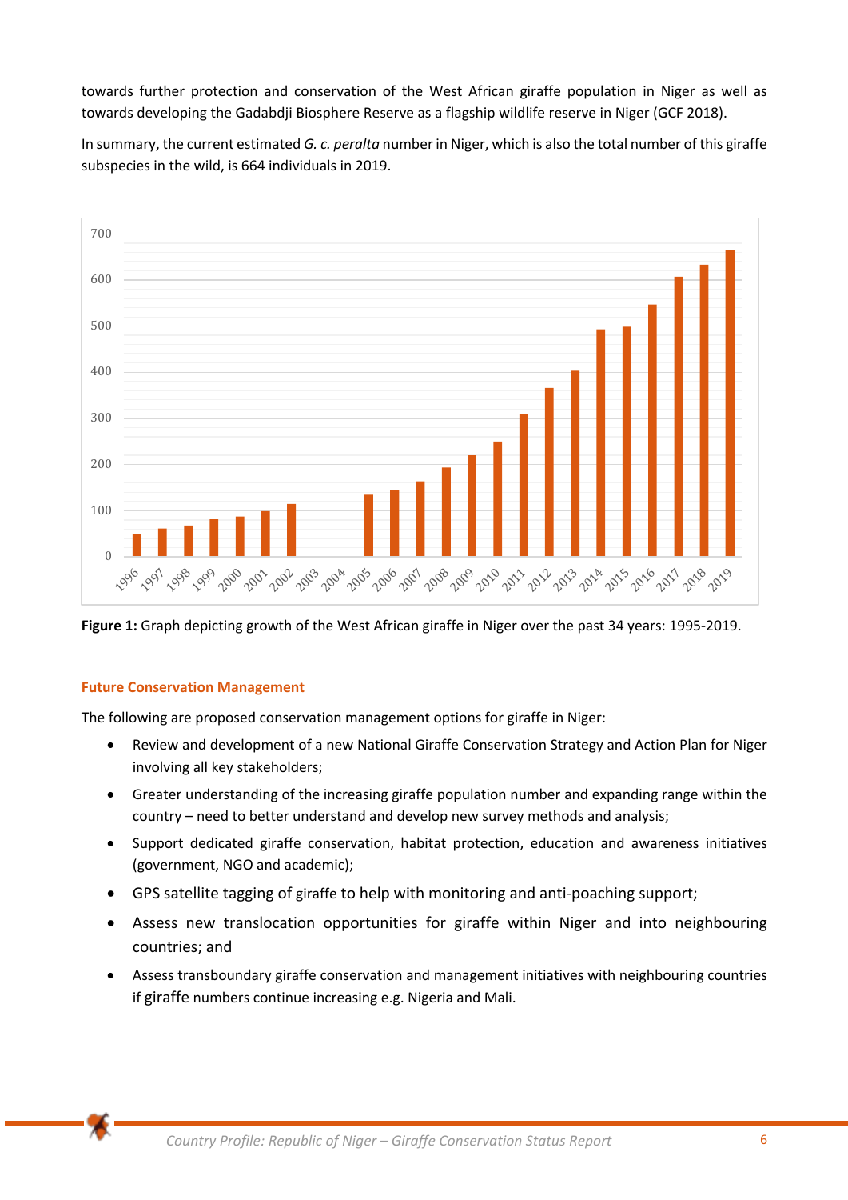towards further protection and conservation of the West African giraffe population in Niger as well as towards developing the Gadabdji Biosphere Reserve as a flagship wildlife reserve in Niger (GCF 2018).

In summary, the current estimated *G. c. peralta* number in Niger, which is also the total number of this giraffe subspecies in the wild, is 664 individuals in 2019.

**Figure 1:** Graph depicting growth of the West African giraffe in Niger over the past 34 years: 1995-2019.

### Future Conservation Management

The following are proposed conservation management options for giraffe in Niger:

- Review and development of a new National Giraffe Conservation Strategy and Action Plan for Niger involving all key stakeholders;
- Greater understanding of the increasing giraffe population number and expanding range within the country – need to better understand and develop new survey methods and analysis;
- Support dedicated giraffe conservation, habitat protection, education and awareness initiatives (government, NGO and academic);
- GPS satellite tagging of giraffe to help with monitoring and anti-poaching support;
- Assess new translocation opportunities for giraffe within Niger and into neighbouring countries; and
- Assess transboundary giraffe conservation and management initiatives with neighbouring countries if giraffe numbers continue increasing e.g. Nigeria and Mali.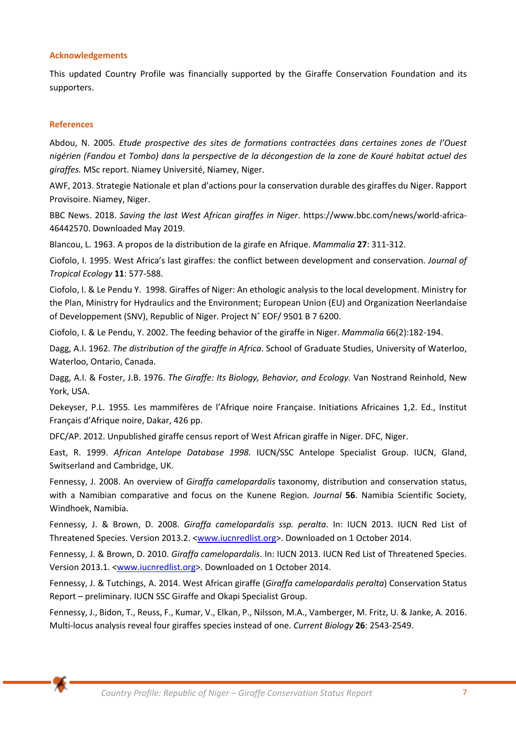## Acknowledgements

This updated Country Profile was financially supported by the Giraffe Conservation Foundation and its supporters.

## References

Abdou, N. 2005. *Etude prospective des sites de formations contractées dans certaines zones de l'Ouest nigérien (Fandou et Tombo) dans la perspective de la décongestion de la zone de Kouré habitat actuel des giraffes.* MSc report. Niamey Université, Niamey, Niger.

AWF, 2013. Strategie Nationale et plan d'actions pour la conservation durable des giraffes du Niger. Rapport Provisoire. Niamey, Niger.

BBC News. 2018. *Saving the last West African giraffes in Niger*. https://www.bbc.com/news/world-africa-46442570. Downloaded May 2019.

Blancou, L. 1963. A propos de la distribution de la girafe en Afrique. *Mammalia* **27**: 311-312.

Ciofolo, I. 1995. West Africa's last giraffes: the conflict between development and conservation. *Journal of Tropical Ecology* **11**: 577-588.

Ciofolo, I. & Le Pendu Y. 1998. Giraffes of Niger: An ethologic analysis to the local development. Ministry for the Plan, Ministry for Hydraulics and the Environment; European Union (EU) and Organization Neerlandaise of Developpement (SNV), Republic of Niger. Project N˚ EOF/ 9501 B 7 6200.

Ciofolo, I. & Le Pendu, Y. 2002. The feeding behavior of the giraffe in Niger. *Mammalia* 66(2):182-194.

Dagg, A.I. 1962. *The distribution of the giraffe in Africa*. School of Graduate Studies, University of Waterloo, Waterloo, Ontario, Canada.

Dagg, A.I. & Foster, J.B. 1976. *The Giraffe: Its Biology, Behavior, and Ecology.* Van Nostrand Reinhold, New York, USA.

Dekeyser, P.L. 1955. Les mammifères de l'Afrique noire Française. Initiations Africaines 1,2. Ed., Institut Français d'Afrique noire, Dakar, 426 pp.

DFC/AP. 2012. Unpublished giraffe census report of West African giraffe in Niger. DFC, Niger.

East, R. 1999. *African Antelope Database 1998.* IUCN/SSC Antelope Specialist Group. IUCN, Gland, Switserland and Cambridge, UK.

Fennessy, J. 2008. An overview of *Giraffa camelopardalis* taxonomy, distribution and conservation status, with a Namibian comparative and focus on the Kunene Region*. Journal* **56**. Namibia Scientific Society, Windhoek, Namibia.

Fennessy, J. & Brown, D. 2008. *Giraffa camelopardalis ssp. peralta*. In: IUCN 2013. IUCN Red List of Threatened Species. Version 2013.2. <www.iucnredlist.org>. Downloaded on 1 October 2014.

Fennessy, J. & Brown, D. 2010. *Giraffa camelopardalis*. In: IUCN 2013. IUCN Red List of Threatened Species. Version 2013.1. <www.iucnredlist.org>. Downloaded on 1 October 2014.

Fennessy, J. & Tutchings, A. 2014. West African giraffe (*Giraffa camelopardalis peralta*) Conservation Status Report – preliminary. IUCN SSC Giraffe and Okapi Specialist Group.

Fennessy, J., Bidon, T., Reuss, F., Kumar, V., Elkan, P., Nilsson, M.A., Vamberger, M. Fritz, U. & Janke, A. 2016. Multi-locus analysis reveal four giraffes species instead of one. *Current Biology* **26**: 2543-2549.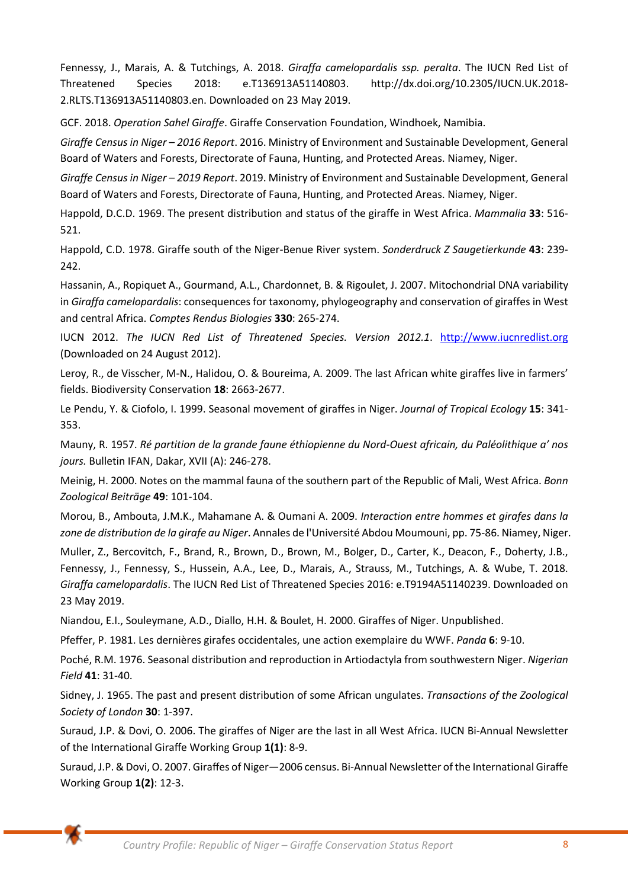Fennessy, J., Marais, A. & Tutchings, A. 2018. *Giraffa camelopardalis ssp. peralta*. The IUCN Red List of Threatened Species 2018: e.T136913A51140803. http://dx.doi.org/10.2305/IUCN.UK.2018-2.RLTS.T136913A51140803.en. Downloaded on 23 May 2019.

GCF. 2018. *Operation Sahel Giraffe*. Giraffe Conservation Foundation, Windhoek, Namibia.

*Giraffe Census in Niger – 2016 Report*. 2016. Ministry of Environment and Sustainable Development, General Board of Waters and Forests, Directorate of Fauna, Hunting, and Protected Areas. Niamey, Niger.

*Giraffe Census in Niger – 2019 Report*. 2019. Ministry of Environment and Sustainable Development, General Board of Waters and Forests, Directorate of Fauna, Hunting, and Protected Areas. Niamey, Niger.

Happold, D.C.D. 1969. The present distribution and status of the giraffe in West Africa. *Mammalia* **33**: 516-521.

Happold, C.D. 1978. Giraffe south of the Niger-Benue River system. *Sonderdruck Z Saugetierkunde* **43**: 239-242.

Hassanin, A., Ropiquet A., Gourmand, A.L., Chardonnet, B. & Rigoulet, J. 2007. Mitochondrial DNA variability in *Giraffa camelopardalis*: consequences for taxonomy, phylogeography and conservation of giraffes in West and central Africa. *Comptes Rendus Biologies* **330**: 265-274.

IUCN 2012. *The IUCN Red List of Threatened Species. Version 2012.1*. http://www.iucnredlist.org (Downloaded on 24 August 2012).

Leroy, R., de Visscher, M-N., Halidou, O. & Boureima, A. 2009. The last African white giraffes live in farmers' fields. Biodiversity Conservation **18**: 2663-2677.

Le Pendu, Y. & Ciofolo, I. 1999. Seasonal movement of giraffes in Niger. *Journal of Tropical Ecology* **15**: 341-353.

Mauny, R. 1957. *Ré partition de la grande faune éthiopienne du Nord-Ouest africain, du Paléolithique a' nos jours.* Bulletin IFAN, Dakar, XVII (A): 246-278.

Meinig, H. 2000. Notes on the mammal fauna of the southern part of the Republic of Mali, West Africa. *Bonn Zoological Beiträge* **49**: 101-104.

Morou, B., Ambouta, J.M.K., Mahamane A. & Oumani A. 2009. *Interaction entre hommes et girafes dans la zone de distribution de la girafe au Niger*. Annales de l'Université Abdou Moumouni, pp. 75-86. Niamey, Niger.

Muller, Z., Bercovitch, F., Brand, R., Brown, D., Brown, M., Bolger, D., Carter, K., Deacon, F., Doherty, J.B., Fennessy, J., Fennessy, S., Hussein, A.A., Lee, D., Marais, A., Strauss, M., Tutchings, A. & Wube, T. 2018. *Giraffa camelopardalis*. The IUCN Red List of Threatened Species 2016: e.T9194A51140239. Downloaded on 23 May 2019.

Niandou, E.I., Souleymane, A.D., Diallo, H.H. & Boulet, H. 2000. Giraffes of Niger. Unpublished.

Pfeffer, P. 1981. Les dernières girafes occidentales, une action exemplaire du WWF. *Panda* **6**: 9-10.

Poché, R.M. 1976. Seasonal distribution and reproduction in Artiodactyla from southwestern Niger. *Nigerian Field* **41**: 31-40.

Sidney, J. 1965. The past and present distribution of some African ungulates. *Transactions of the Zoological Society of London* **30**: 1-397.

Suraud, J.P. & Dovi, O. 2006. The giraffes of Niger are the last in all West Africa. IUCN Bi-Annual Newsletter of the International Giraffe Working Group **1(1)**: 8-9.

Suraud, J.P. & Dovi, O. 2007. Giraffes of Niger—2006 census. Bi-Annual Newsletter of the International Giraffe Working Group **1(2)**: 12-3.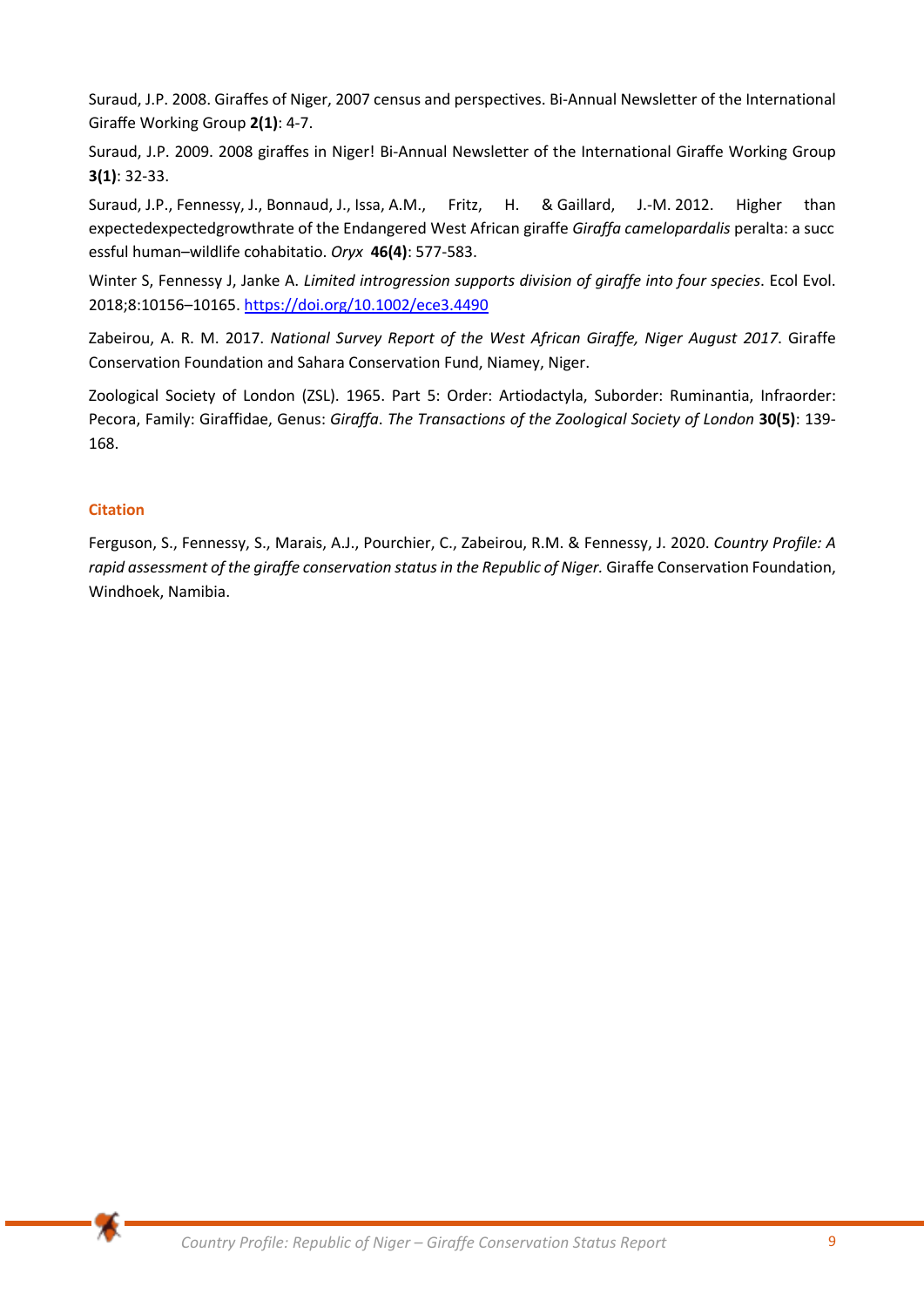Suraud, J.P. 2008. Giraffes of Niger, 2007 census and perspectives. Bi-Annual Newsletter of the International Giraffe Working Group **2(1)**: 4-7.

Suraud, J.P. 2009. 2008 giraffes in Niger! Bi-Annual Newsletter of the International Giraffe Working Group **3(1)**: 32-33.

Suraud, J.P., Fennessy, J., Bonnaud, J., Issa, A.M., Fritz, H. & Gaillard, J.-M. 2012. Higher than expectedexpectedgrowthrate of the Endangered West African giraffe *Giraffa camelopardalis* peralta: a succ essful human–wildlife cohabitatio. *Oryx* **46(4)**: 577-583.

Winter S, Fennessy J, Janke A. *Limited introgression supports division of giraffe into four species*. Ecol Evol. 2018;8:10156–10165. https://doi.org/10.1002/ece3.4490

Zabeirou, A. R. M. 2017. *National Survey Report of the West African Giraffe, Niger August 2017*. Giraffe Conservation Foundation and Sahara Conservation Fund, Niamey, Niger.

Zoological Society of London (ZSL). 1965. Part 5: Order: Artiodactyla, Suborder: Ruminantia, Infraorder: Pecora, Family: Giraffidae, Genus: *Giraffa*. *The Transactions of the Zoological Society of London* **30(5)**: 139-168.

## Citation

Ferguson, S., Fennessy, S., Marais, A.J., Pourchier, C., Zabeirou, R.M. & Fennessy, J. 2020. *Country Profile: A rapid assessment of the giraffe conservation status in the Republic of Niger.* Giraffe Conservation Foundation, Windhoek, Namibia.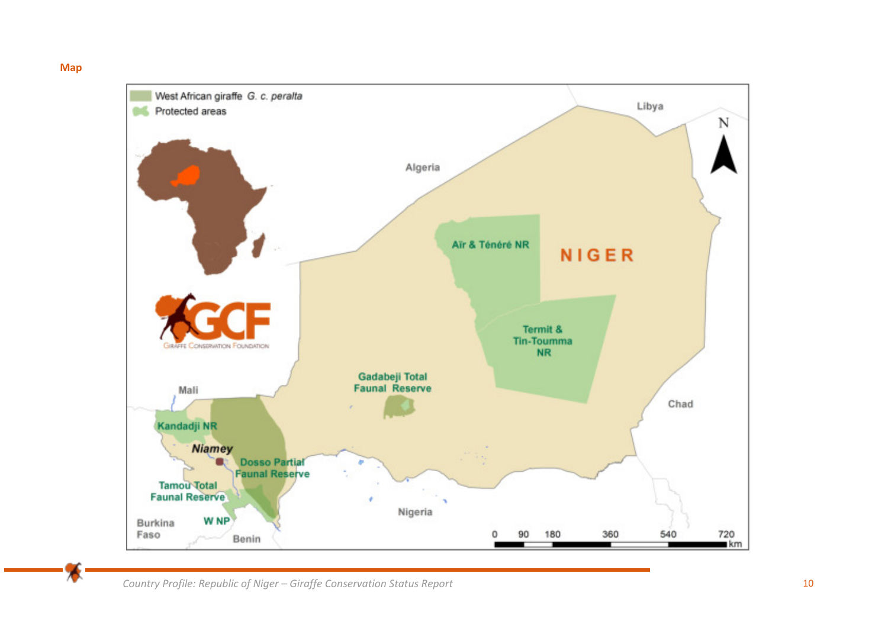**Map**

West African giraffe *G. c. peralta*

Protected areas

Libya

Algeria

N

Aïr & Ténéré NR

NIGER

Termit & Tin-Toumma NR

Gadabeji Total Faunal Reserve

Mali

Chad

Kandadji NR

Niamey

Dosso Partial Faunal Reserve

Tamou Total Faunal Reserve

W NP

Burkina Faso

Benin

Nigeria

0 90 180 360 540 720 km

GCF GIRAFFE CONSERVATION FOUNDATION